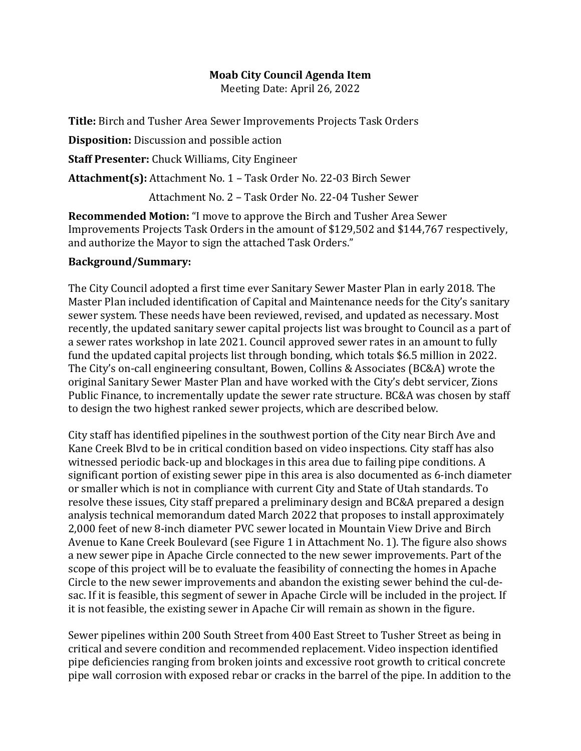**Moab City Council Agenda Item**
Meeting Date: April 26, 2022

**Title:** Birch and Tusher Area Sewer Improvements Projects Task Orders

**Disposition:** Discussion and possible action

**Staff Presenter:** Chuck Williams, City Engineer

**Attachment(s):** Attachment No. 1 – Task Order No. 22-03 Birch Sewer

Attachment No. 2 – Task Order No. 22-04 Tusher Sewer

**Recommended Motion:** "I move to approve the Birch and Tusher Area Sewer Improvements Projects Task Orders in the amount of $129,502 and $144,767 respectively, and authorize the Mayor to sign the attached Task Orders."

**Background/Summary:**

The City Council adopted a first time ever Sanitary Sewer Master Plan in early 2018. The Master Plan included identification of Capital and Maintenance needs for the City's sanitary sewer system. These needs have been reviewed, revised, and updated as necessary. Most recently, the updated sanitary sewer capital projects list was brought to Council as a part of a sewer rates workshop in late 2021. Council approved sewer rates in an amount to fully fund the updated capital projects list through bonding, which totals $6.5 million in 2022. The City's on-call engineering consultant, Bowen, Collins & Associates (BC&A) wrote the original Sanitary Sewer Master Plan and have worked with the City's debt servicer, Zions Public Finance, to incrementally update the sewer rate structure. BC&A was chosen by staff to design the two highest ranked sewer projects, which are described below.

City staff has identified pipelines in the southwest portion of the City near Birch Ave and Kane Creek Blvd to be in critical condition based on video inspections. City staff has also witnessed periodic back-up and blockages in this area due to failing pipe conditions. A significant portion of existing sewer pipe in this area is also documented as 6-inch diameter or smaller which is not in compliance with current City and State of Utah standards. To resolve these issues, City staff prepared a preliminary design and BC&A prepared a design analysis technical memorandum dated March 2022 that proposes to install approximately 2,000 feet of new 8-inch diameter PVC sewer located in Mountain View Drive and Birch Avenue to Kane Creek Boulevard (see Figure 1 in Attachment No. 1). The figure also shows a new sewer pipe in Apache Circle connected to the new sewer improvements. Part of the scope of this project will be to evaluate the feasibility of connecting the homes in Apache Circle to the new sewer improvements and abandon the existing sewer behind the cul-de-sac. If it is feasible, this segment of sewer in Apache Circle will be included in the project. If it is not feasible, the existing sewer in Apache Cir will remain as shown in the figure.

Sewer pipelines within 200 South Street from 400 East Street to Tusher Street as being in critical and severe condition and recommended replacement. Video inspection identified pipe deficiencies ranging from broken joints and excessive root growth to critical concrete pipe wall corrosion with exposed rebar or cracks in the barrel of the pipe. In addition to the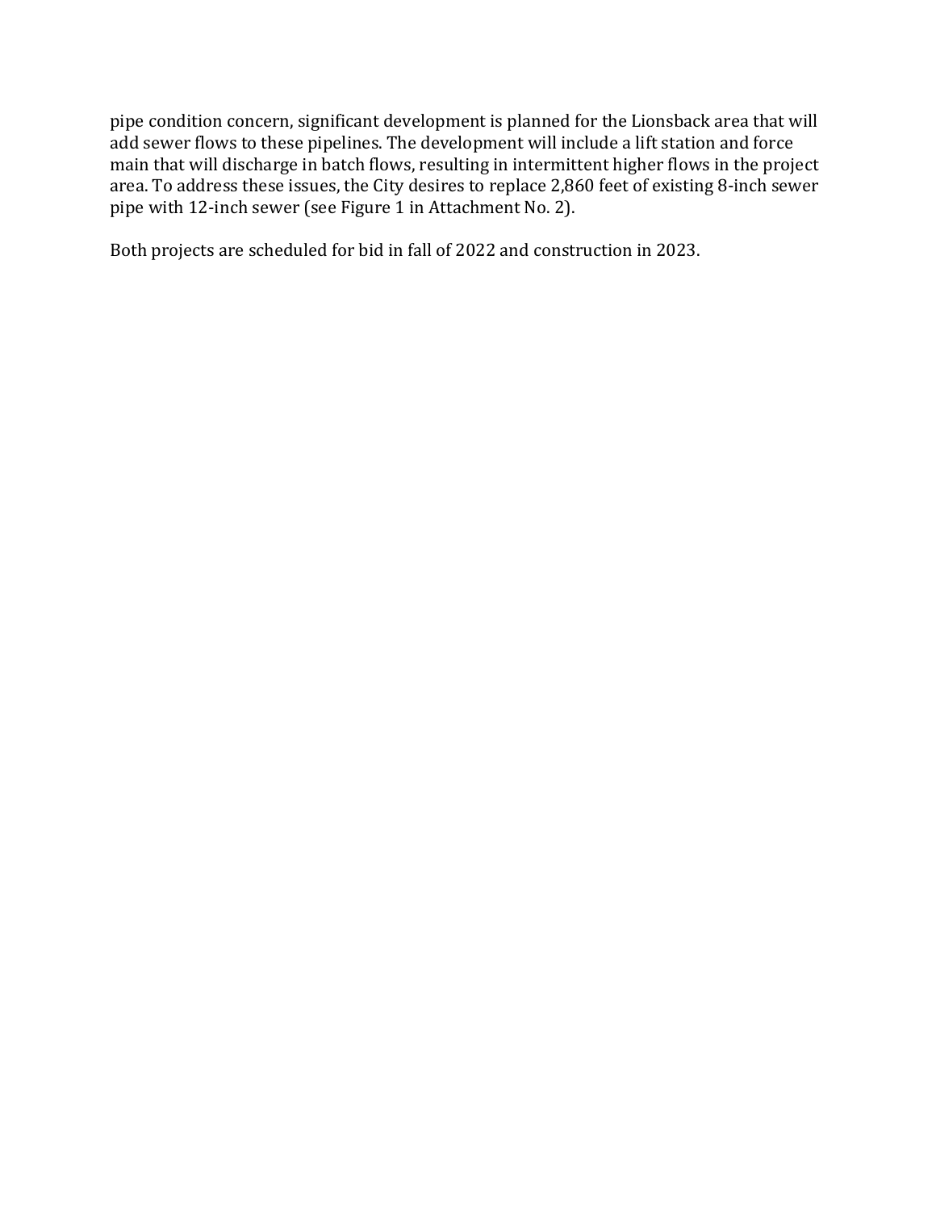pipe condition concern, significant development is planned for the Lionsback area that will add sewer flows to these pipelines. The development will include a lift station and force main that will discharge in batch flows, resulting in intermittent higher flows in the project area. To address these issues, the City desires to replace 2,860 feet of existing 8-inch sewer pipe with 12-inch sewer (see Figure 1 in Attachment No. 2).

Both projects are scheduled for bid in fall of 2022 and construction in 2023.